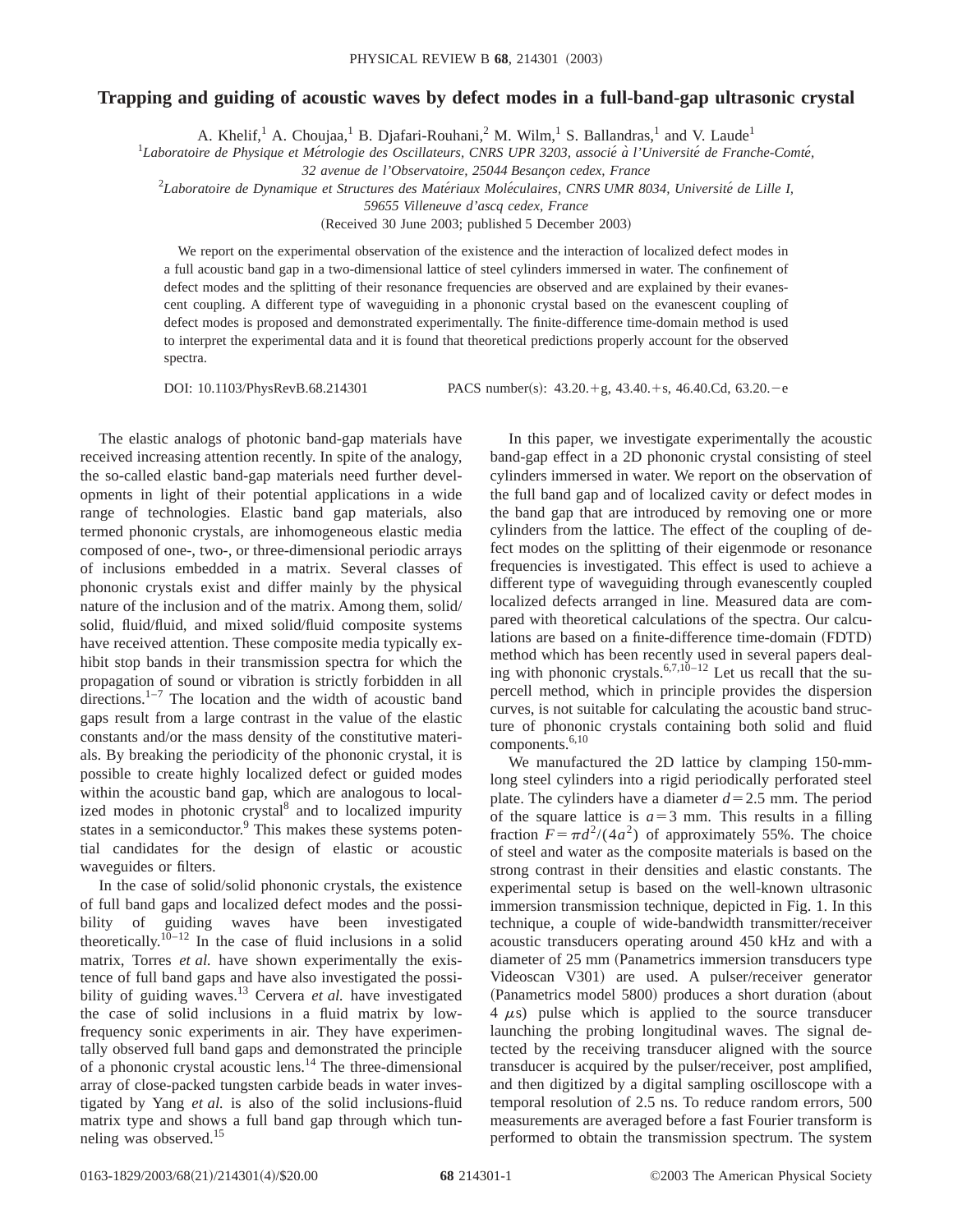# Trapping and guiding of acoustic waves by defect modes in a full-band-gap ultrasonic crystal

A. Khelif,[1] A. Choujaa,[1] B. Djafari-Rouhani,[2] M. Wilm,[1] S. Ballandras,[1] and V. Laude[1]

[1]*Laboratoire de Physique et Métrologie des Oscillateurs, CNRS UPR 3203, associé à l'Université de Franche-Comté, 32 avenue de l'Observatoire, 25044 Besançon cedex, France*

[2]*Laboratoire de Dynamique et Structures des Matériaux Moléculaires, CNRS UMR 8034, Université de Lille I, 59655 Villeneuve d'ascq cedex, France*

(Received 30 June 2003; published 5 December 2003)

We report on the experimental observation of the existence and the interaction of localized defect modes in a full acoustic band gap in a two-dimensional lattice of steel cylinders immersed in water. The confinement of defect modes and the splitting of their resonance frequencies are observed and are explained by their evanescent coupling. A different type of waveguiding in a phononic crystal based on the evanescent coupling of defect modes is proposed and demonstrated experimentally. The finite-difference time-domain method is used to interpret the experimental data and it is found that theoretical predictions properly account for the observed spectra.

DOI: 10.1103/PhysRevB.68.214301 PACS number(s): 43.20.+g, 43.40.+s, 46.40.Cd, 63.20.−e

The elastic analogs of photonic band-gap materials have received increasing attention recently. In spite of the analogy, the so-called elastic band-gap materials need further developments in light of their potential applications in a wide range of technologies. Elastic band gap materials, also termed phononic crystals, are inhomogeneous elastic media composed of one-, two-, or three-dimensional periodic arrays of inclusions embedded in a matrix. Several classes of phononic crystals exist and differ mainly by the physical nature of the inclusion and of the matrix. Among them, solid/solid, fluid/fluid, and mixed solid/fluid composite systems have received attention. These composite media typically exhibit stop bands in their transmission spectra for which the propagation of sound or vibration is strictly forbidden in all directions.[1–7] The location and the width of acoustic band gaps result from a large contrast in the value of the elastic constants and/or the mass density of the constitutive materials. By breaking the periodicity of the phononic crystal, it is possible to create highly localized defect or guided modes within the acoustic band gap, which are analogous to localized modes in photonic crystal[8] and to localized impurity states in a semiconductor.[9] This makes these systems potential candidates for the design of elastic or acoustic waveguides or filters.

In the case of solid/solid phononic crystals, the existence of full band gaps and localized defect modes and the possibility of guiding waves have been investigated theoretically.[10–12] In the case of fluid inclusions in a solid matrix, Torres *et al.* have shown experimentally the existence of full band gaps and have also investigated the possibility of guiding waves.[13] Cervera *et al.* have investigated the case of solid inclusions in a fluid matrix by low-frequency sonic experiments in air. They have experimentally observed full band gaps and demonstrated the principle of a phononic crystal acoustic lens.[14] The three-dimensional array of close-packed tungsten carbide beads in water investigated by Yang *et al.* is also of the solid inclusions-fluid matrix type and shows a full band gap through which tunneling was observed.[15]

In this paper, we investigate experimentally the acoustic band-gap effect in a 2D phononic crystal consisting of steel cylinders immersed in water. We report on the observation of the full band gap and of localized cavity or defect modes in the band gap that are introduced by removing one or more cylinders from the lattice. The effect of the coupling of defect modes on the splitting of their eigenmode or resonance frequencies is investigated. This effect is used to achieve a different type of waveguiding through evanescently coupled localized defects arranged in line. Measured data are compared with theoretical calculations of the spectra. Our calculations are based on a finite-difference time-domain (FDTD) method which has been recently used in several papers dealing with phononic crystals.[6,7,10–12] Let us recall that the supercell method, which in principle provides the dispersion curves, is not suitable for calculating the acoustic band structure of phononic crystals containing both solid and fluid components.[6,10]

We manufactured the 2D lattice by clamping 150-mm-long steel cylinders into a rigid periodically perforated steel plate. The cylinders have a diameter $d=2.5$ mm. The period of the square lattice is $a=3$ mm. This results in a filling fraction $F=\pi d^2/(4a^2)$ of approximately 55%. The choice of steel and water as the composite materials is based on the strong contrast in their densities and elastic constants. The experimental setup is based on the well-known ultrasonic immersion transmission technique, depicted in Fig. 1. In this technique, a couple of wide-bandwidth transmitter/receiver acoustic transducers operating around 450 kHz and with a diameter of 25 mm (Panametrics immersion transducers type Videoscan V301) are used. A pulser/receiver generator (Panametrics model 5800) produces a short duration (about 4 $\mu$s) pulse which is applied to the source transducer launching the probing longitudinal waves. The signal detected by the receiving transducer aligned with the source transducer is acquired by the pulser/receiver, post amplified, and then digitized by a digital sampling oscilloscope with a temporal resolution of 2.5 ns. To reduce random errors, 500 measurements are averaged before a fast Fourier transform is performed to obtain the transmission spectrum. The system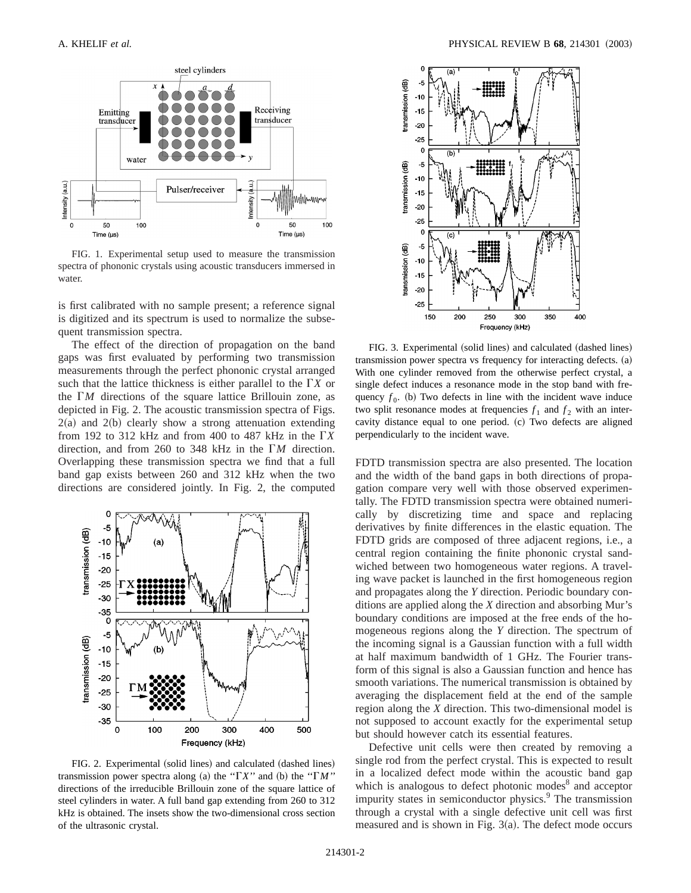FIG. 1. Experimental setup used to measure the transmission spectra of phononic crystals using acoustic transducers immersed in water.

is first calibrated with no sample present; a reference signal is digitized and its spectrum is used to normalize the subsequent transmission spectra.

The effect of the direction of propagation on the band gaps was first evaluated by performing two transmission measurements through the perfect phononic crystal arranged such that the lattice thickness is either parallel to the $\Gamma X$ or the $\Gamma M$ directions of the square lattice Brillouin zone, as depicted in Fig. 2. The acoustic transmission spectra of Figs. 2(a) and 2(b) clearly show a strong attenuation extending from 192 to 312 kHz and from 400 to 487 kHz in the $\Gamma X$ direction, and from 260 to 348 kHz in the $\Gamma M$ direction. Overlapping these transmission spectra we find that a full band gap exists between 260 and 312 kHz when the two directions are considered jointly. In Fig. 2, the computed FDTD transmission spectra are also presented. The location and the width of the band gaps in both directions of propagation compare very well with those observed experimentally. The FDTD transmission spectra were obtained numerically by discretizing time and space and replacing derivatives by finite differences in the elastic equation. The FDTD grids are composed of three adjacent regions, i.e., a central region containing the finite phononic crystal sandwiched between two homogeneous water regions. A traveling wave packet is launched in the first homogeneous region and propagates along the *Y* direction. Periodic boundary conditions are applied along the *X* direction and absorbing Mur's boundary conditions are imposed at the free ends of the homogeneous regions along the *Y* direction. The spectrum of the incoming signal is a Gaussian function with a full width at half maximum bandwidth of 1 GHz. The Fourier transform of this signal is also a Gaussian function and hence has smooth variations. The numerical transmission is obtained by averaging the displacement field at the end of the sample region along the *X* direction. This two-dimensional model is not supposed to account exactly for the experimental setup but should however catch its essential features.

FIG. 2. Experimental (solid lines) and calculated (dashed lines) transmission power spectra along (a) the "$\Gamma X$" and (b) the "$\Gamma M$" directions of the irreducible Brillouin zone of the square lattice of steel cylinders in water. A full band gap extending from 260 to 312 kHz is obtained. The insets show the two-dimensional cross section of the ultrasonic crystal.

FIG. 3. Experimental (solid lines) and calculated (dashed lines) transmission power spectra vs frequency for interacting defects. (a) With one cylinder removed from the otherwise perfect crystal, a single defect induces a resonance mode in the stop band with frequency $f_0$. (b) Two defects in line with the incident wave induce two split resonance modes at frequencies $f_1$ and $f_2$ with an intercavity distance equal to one period. (c) Two defects are aligned perpendicularly to the incident wave.

Defective unit cells were then created by removing a single rod from the perfect crystal. This is expected to result in a localized defect mode within the acoustic band gap which is analogous to defect photonic modes[8] and acceptor impurity states in semiconductor physics.[9] The transmission through a crystal with a single defective unit cell was first measured and is shown in Fig. 3(a). The defect mode occurs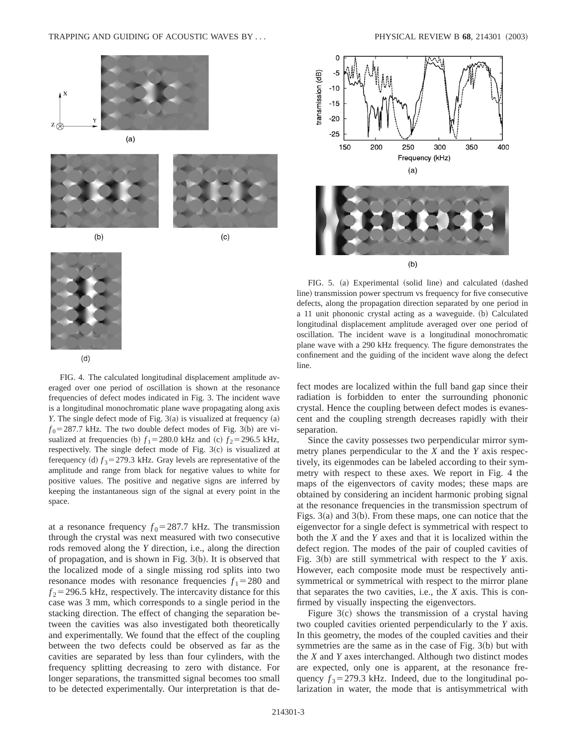FIG. 4. The calculated longitudinal displacement amplitude averaged over one period of oscillation is shown at the resonance frequencies of defect modes indicated in Fig. 3. The incident wave is a longitudinal monochromatic plane wave propagating along axis *Y*. The single defect mode of Fig. 3(a) is visualized at frequency (a) $f_0 = 287.7$ kHz. The two double defect modes of Fig. 3(b) are visualized at frequencies (b) $f_1 = 280.0$ kHz and (c) $f_2 = 296.5$ kHz, respectively. The single defect mode of Fig. 3(c) is visualized at ferequency (d) $f_3 = 279.3$ kHz. Gray levels are representative of the amplitude and range from black for negative values to white for positive values. The positive and negative signs are inferred by keeping the instantaneous sign of the signal at every point in the space.

at a resonance frequency $f_0 = 287.7$ kHz. The transmission through the crystal was next measured with two consecutive rods removed along the *Y* direction, i.e., along the direction of propagation, and is shown in Fig. 3(b). It is observed that the localized mode of a single missing rod splits into two resonance modes with resonance frequencies $f_1 = 280$ and $f_2 = 296.5$ kHz, respectively. The intercavity distance for this case was 3 mm, which corresponds to a single period in the stacking direction. The effect of changing the separation between the cavities was also investigated both theoretically and experimentally. We found that the effect of the coupling between the two defects could be observed as far as the cavities are separated by less than four cylinders, with the frequency splitting decreasing to zero with distance. For longer separations, the transmitted signal becomes too small to be detected experimentally. Our interpretation is that defect modes are localized within the full band gap since their radiation is forbidden to enter the surrounding phononic crystal. Hence the coupling between defect modes is evanescent and the coupling strength decreases rapidly with their separation.

FIG. 5. (a) Experimental (solid line) and calculated (dashed line) transmission power spectrum vs frequency for five consecutive defects, along the propagation direction separated by one period in a 11 unit phononic crystal acting as a waveguide. (b) Calculated longitudinal displacement amplitude averaged over one period of oscillation. The incident wave is a longitudinal monochromatic plane wave with a 290 kHz frequency. The figure demonstrates the confinement and the guiding of the incident wave along the defect line.

Since the cavity possesses two perpendicular mirror symmetry planes perpendicular to the *X* and the *Y* axis respectively, its eigenmodes can be labeled according to their symmetry with respect to these axes. We report in Fig. 4 the maps of the eigenvectors of cavity modes; these maps are obtained by considering an incident harmonic probing signal at the resonance frequencies in the transmission spectrum of Figs. 3(a) and 3(b). From these maps, one can notice that the eigenvector for a single defect is symmetrical with respect to both the *X* and the *Y* axes and that it is localized within the defect region. The modes of the pair of coupled cavities of Fig. 3(b) are still symmetrical with respect to the *Y* axis. However, each composite mode must be respectively antisymmetrical or symmetrical with respect to the mirror plane that separates the two cavities, i.e., the *X* axis. This is confirmed by visually inspecting the eigenvectors.

Figure 3(c) shows the transmission of a crystal having two coupled cavities oriented perpendicularly to the *Y* axis. In this geometry, the modes of the coupled cavities and their symmetries are the same as in the case of Fig. 3(b) but with the *X* and *Y* axes interchanged. Although two distinct modes are expected, only one is apparent, at the resonance frequency $f_3 = 279.3$ kHz. Indeed, due to the longitudinal polarization in water, the mode that is antisymmetrical with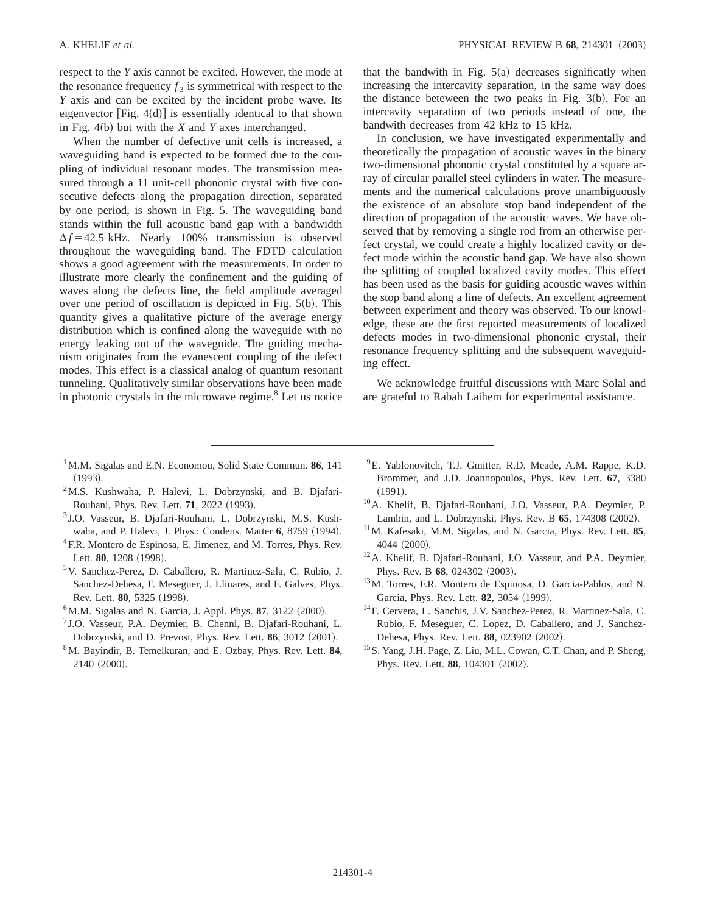respect to the $Y$ axis cannot be excited. However, the mode at the resonance frequency $f_3$ is symmetrical with respect to the $Y$ axis and can be excited by the incident probe wave. Its eigenvector [Fig. 4(d)] is essentially identical to that shown in Fig. 4(b) but with the $X$ and $Y$ axes interchanged.

When the number of defective unit cells is increased, a waveguiding band is expected to be formed due to the coupling of individual resonant modes. The transmission measured through a 11 unit-cell phononic crystal with five consecutive defects along the propagation direction, separated by one period, is shown in Fig. 5. The waveguiding band stands within the full acoustic band gap with a bandwidth $\Delta f = 42.5$ kHz. Nearly 100% transmission is observed throughout the waveguiding band. The FDTD calculation shows a good agreement with the measurements. In order to illustrate more clearly the confinement and the guiding of waves along the defects line, the field amplitude averaged over one period of oscillation is depicted in Fig. 5(b). This quantity gives a qualitative picture of the average energy distribution which is confined along the waveguide with no energy leaking out of the waveguide. The guiding mechanism originates from the evanescent coupling of the defect modes. This effect is a classical analog of quantum resonant tunneling. Qualitatively similar observations have been made in photonic crystals in the microwave regime.[8] Let us notice that the bandwith in Fig. 5(a) decreases significatly when increasing the intercavity separation, in the same way does the distance beteween the two peaks in Fig. 3(b). For an intercavity separation of two periods instead of one, the bandwith decreases from 42 kHz to 15 kHz.

In conclusion, we have investigated experimentally and theoretically the propagation of acoustic waves in the binary two-dimensional phononic crystal constituted by a square array of circular parallel steel cylinders in water. The measurements and the numerical calculations prove unambiguously the existence of an absolute stop band independent of the direction of propagation of the acoustic waves. We have observed that by removing a single rod from an otherwise perfect crystal, we could create a highly localized cavity or defect mode within the acoustic band gap. We have also shown the splitting of coupled localized cavity modes. This effect has been used as the basis for guiding acoustic waves within the stop band along a line of defects. An excellent agreement between experiment and theory was observed. To our knowledge, these are the first reported measurements of localized defects modes in two-dimensional phononic crystal, their resonance frequency splitting and the subsequent waveguiding effect.

We acknowledge fruitful discussions with Marc Solal and are grateful to Rabah Laihem for experimental assistance.

---

[1] M.M. Sigalas and E.N. Economou, Solid State Commun. **86**, 141 (1993).

[2] M.S. Kushwaha, P. Halevi, L. Dobrzynski, and B. Djafari-Rouhani, Phys. Rev. Lett. **71**, 2022 (1993).

[3] J.O. Vasseur, B. Djafari-Rouhani, L. Dobrzynski, M.S. Kushwaha, and P. Halevi, J. Phys.: Condens. Matter **6**, 8759 (1994).

[4] F.R. Montero de Espinosa, E. Jimenez, and M. Torres, Phys. Rev. Lett. **80**, 1208 (1998).

[5] V. Sanchez-Perez, D. Caballero, R. Martinez-Sala, C. Rubio, J. Sanchez-Dehesa, F. Meseguer, J. Llinares, and F. Galves, Phys. Rev. Lett. **80**, 5325 (1998).

[6] M.M. Sigalas and N. Garcia, J. Appl. Phys. **87**, 3122 (2000).

[7] J.O. Vasseur, P.A. Deymier, B. Chenni, B. Djafari-Rouhani, L. Dobrzynski, and D. Prevost, Phys. Rev. Lett. **86**, 3012 (2001).

[8] M. Bayindir, B. Temelkuran, and E. Ozbay, Phys. Rev. Lett. **84**, 2140 (2000).

[9] E. Yablonovitch, T.J. Gmitter, R.D. Meade, A.M. Rappe, K.D. Brommer, and J.D. Joannopoulos, Phys. Rev. Lett. **67**, 3380 (1991).

[10] A. Khelif, B. Djafari-Rouhani, J.O. Vasseur, P.A. Deymier, P. Lambin, and L. Dobrzynski, Phys. Rev. B **65**, 174308 (2002).

[11] M. Kafesaki, M.M. Sigalas, and N. Garcia, Phys. Rev. Lett. **85**, 4044 (2000).

[12] A. Khelif, B. Djafari-Rouhani, J.O. Vasseur, and P.A. Deymier, Phys. Rev. B **68**, 024302 (2003).

[13] M. Torres, F.R. Montero de Espinosa, D. Garcia-Pablos, and N. Garcia, Phys. Rev. Lett. **82**, 3054 (1999).

[14] F. Cervera, L. Sanchis, J.V. Sanchez-Perez, R. Martinez-Sala, C. Rubio, F. Meseguer, C. Lopez, D. Caballero, and J. Sanchez-Dehesa, Phys. Rev. Lett. **88**, 023902 (2002).

[15] S. Yang, J.H. Page, Z. Liu, M.L. Cowan, C.T. Chan, and P. Sheng, Phys. Rev. Lett. **88**, 104301 (2002).